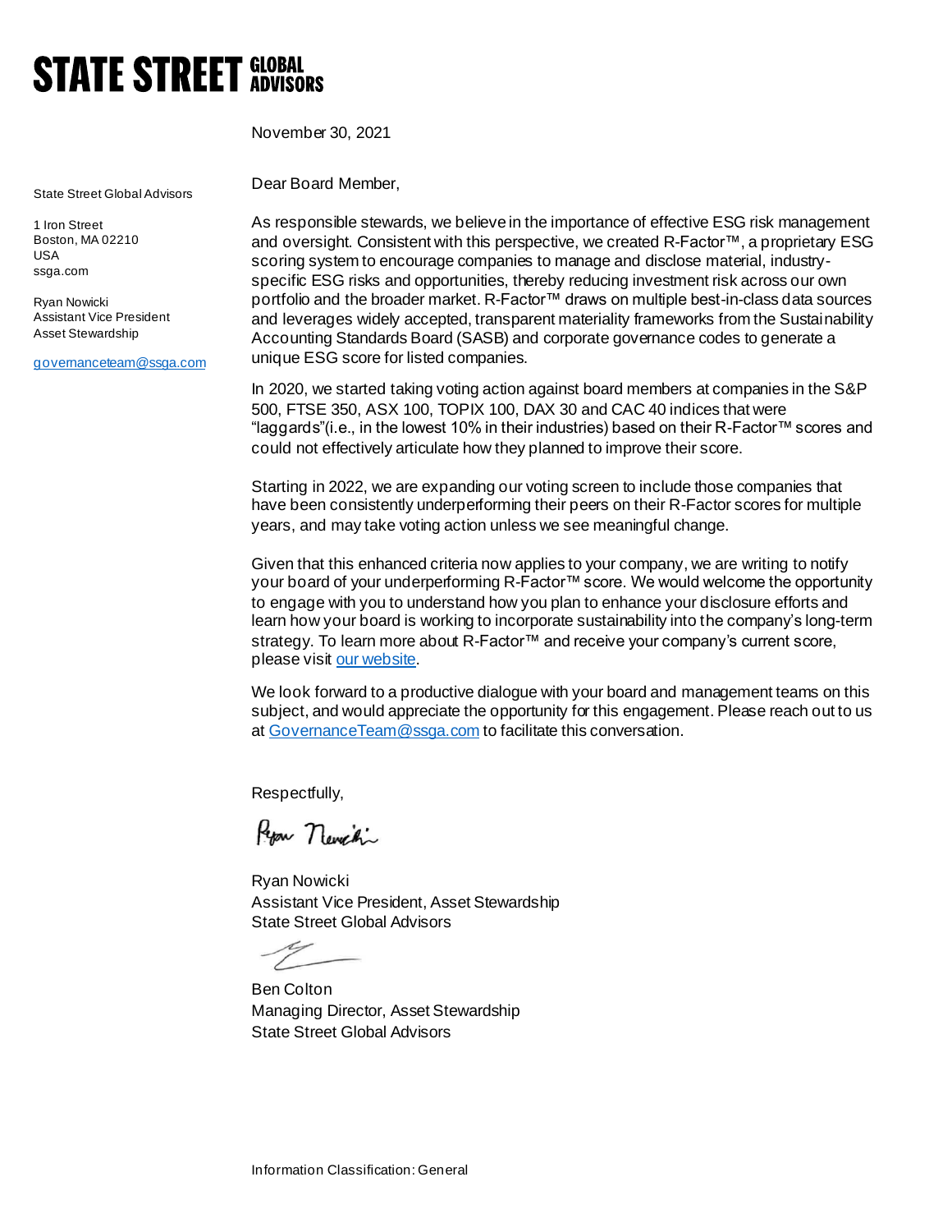# STATE STREET GLOBAL ADVISORS

November 30, 2021

State Street Global Advisors

1 Iron Street
Boston, MA 02210
USA
ssga.com

Ryan Nowicki
Assistant Vice President
Asset Stewardship

governanceteam@ssga.com

Dear Board Member,

As responsible stewards, we believe in the importance of effective ESG risk management and oversight. Consistent with this perspective, we created R-Factor™, a proprietary ESG scoring system to encourage companies to manage and disclose material, industry-specific ESG risks and opportunities, thereby reducing investment risk across our own portfolio and the broader market. R-Factor™ draws on multiple best-in-class data sources and leverages widely accepted, transparent materiality frameworks from the Sustainability Accounting Standards Board (SASB) and corporate governance codes to generate a unique ESG score for listed companies.

In 2020, we started taking voting action against board members at companies in the S&P 500, FTSE 350, ASX 100, TOPIX 100, DAX 30 and CAC 40 indices that were "laggards"(i.e., in the lowest 10% in their industries) based on their R-Factor™ scores and could not effectively articulate how they planned to improve their score.

Starting in 2022, we are expanding our voting screen to include those companies that have been consistently underperforming their peers on their R-Factor scores for multiple years, and may take voting action unless we see meaningful change.

Given that this enhanced criteria now applies to your company, we are writing to notify your board of your underperforming R-Factor™ score. We would welcome the opportunity to engage with you to understand how you plan to enhance your disclosure efforts and learn how your board is working to incorporate sustainability into the company's long-term strategy. To learn more about R-Factor™ and receive your company's current score, please visit our website.

We look forward to a productive dialogue with your board and management teams on this subject, and would appreciate the opportunity for this engagement. Please reach out to us at GovernanceTeam@ssga.com to facilitate this conversation.

Respectfully,

Ryan Nowicki
Assistant Vice President, Asset Stewardship
State Street Global Advisors

Ben Colton
Managing Director, Asset Stewardship
State Street Global Advisors

Information Classification: General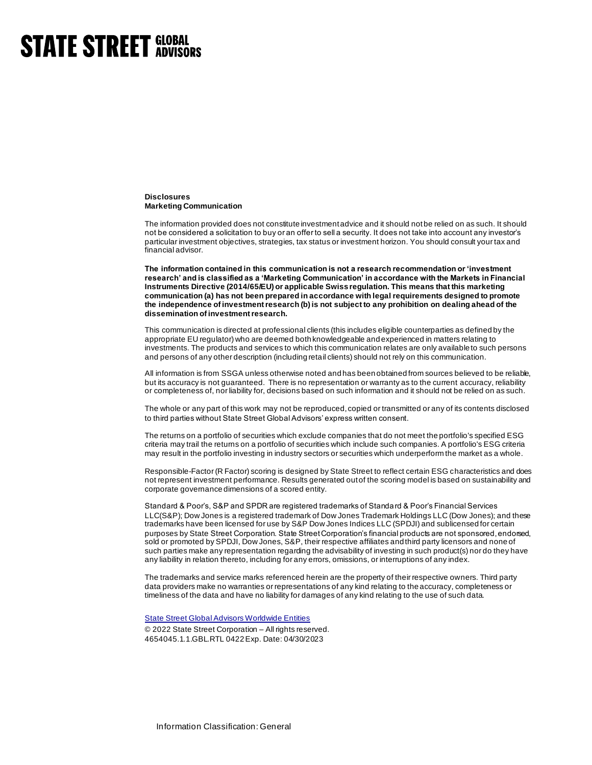**STATE STREET GLOBAL ADVISORS**

**Disclosures**
**Marketing Communication**

The information provided does not constitute investment advice and it should not be relied on as such. It should not be considered a solicitation to buy or an offer to sell a security. It does not take into account any investor's particular investment objectives, strategies, tax status or investment horizon. You should consult your tax and financial advisor.

**The information contained in this communication is not a research recommendation or 'investment research' and is classified as a 'Marketing Communication' in accordance with the Markets in Financial Instruments Directive (2014/65/EU) or applicable Swiss regulation. This means that this marketing communication (a) has not been prepared in accordance with legal requirements designed to promote the independence of investment research (b) is not subject to any prohibition on dealing ahead of the dissemination of investment research.**

This communication is directed at professional clients (this includes eligible counterparties as defined by the appropriate EU regulator) who are deemed both knowledgeable and experienced in matters relating to investments. The products and services to which this communication relates are only available to such persons and persons of any other description (including retail clients) should not rely on this communication.

All information is from SSGA unless otherwise noted and has been obtained from sources believed to be reliable, but its accuracy is not guaranteed. There is no representation or warranty as to the current accuracy, reliability or completeness of, nor liability for, decisions based on such information and it should not be relied on as such.

The whole or any part of this work may not be reproduced, copied or transmitted or any of its contents disclosed to third parties without State Street Global Advisors' express written consent.

The returns on a portfolio of securities which exclude companies that do not meet the portfolio's specified ESG criteria may trail the returns on a portfolio of securities which include such companies. A portfolio's ESG criteria may result in the portfolio investing in industry sectors or securities which underperform the market as a whole.

Responsible-Factor (R Factor) scoring is designed by State Street to reflect certain ESG characteristics and does not represent investment performance. Results generated out of the scoring model is based on sustainability and corporate governance dimensions of a scored entity.

Standard & Poor's, S&P and SPDR are registered trademarks of Standard & Poor's Financial Services LLC(S&P); Dow Jones is a registered trademark of Dow Jones Trademark Holdings LLC (Dow Jones); and these trademarks have been licensed for use by S&P Dow Jones Indices LLC (SPDJI) and sublicensed for certain purposes by State Street Corporation. State Street Corporation's financial products are not sponsored, endorsed, sold or promoted by SPDJI, Dow Jones, S&P, their respective affiliates and third party licensors and none of such parties make any representation regarding the advisability of investing in such product(s) nor do they have any liability in relation thereto, including for any errors, omissions, or interruptions of any index.

The trademarks and service marks referenced herein are the property of their respective owners. Third party data providers make no warranties or representations of any kind relating to the accuracy, completeness or timeliness of the data and have no liability for damages of any kind relating to the use of such data.

State Street Global Advisors Worldwide Entities

© 2022 State Street Corporation – All rights reserved.
4654045.1.1.GBL.RTL 0422 Exp. Date: 04/30/2023

Information Classification: General